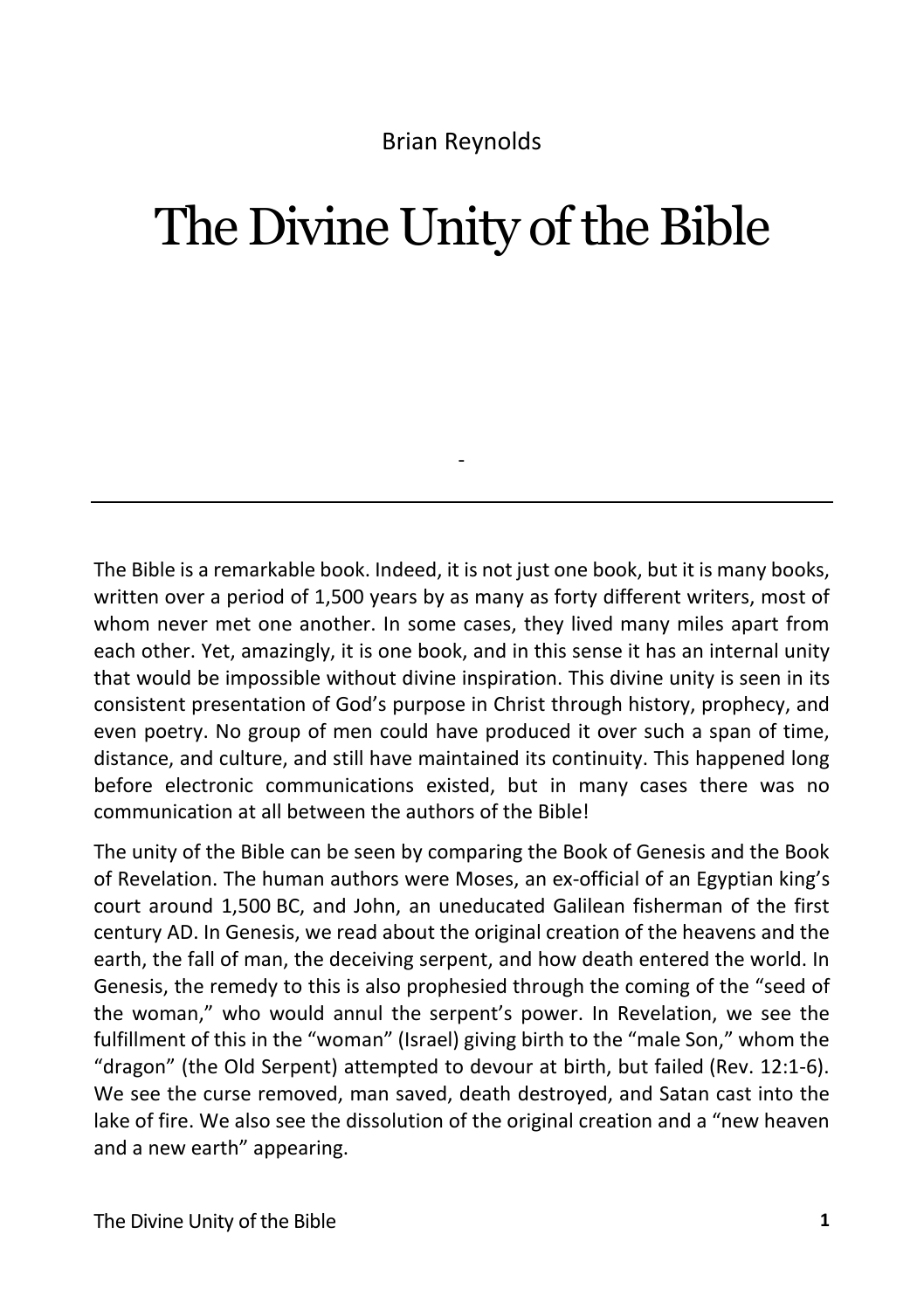Brian Reynolds

# The Divine Unity of the Bible

-

---

The Bible is a remarkable book. Indeed, it is not just one book, but it is many books, written over a period of 1,500 years by as many as forty different writers, most of whom never met one another. In some cases, they lived many miles apart from each other. Yet, amazingly, it is one book, and in this sense it has an internal unity that would be impossible without divine inspiration. This divine unity is seen in its consistent presentation of God's purpose in Christ through history, prophecy, and even poetry. No group of men could have produced it over such a span of time, distance, and culture, and still have maintained its continuity. This happened long before electronic communications existed, but in many cases there was no communication at all between the authors of the Bible!

The unity of the Bible can be seen by comparing the Book of Genesis and the Book of Revelation. The human authors were Moses, an ex-official of an Egyptian king's court around 1,500 BC, and John, an uneducated Galilean fisherman of the first century AD. In Genesis, we read about the original creation of the heavens and the earth, the fall of man, the deceiving serpent, and how death entered the world. In Genesis, the remedy to this is also prophesied through the coming of the "seed of the woman," who would annul the serpent's power. In Revelation, we see the fulfillment of this in the "woman" (Israel) giving birth to the "male Son," whom the "dragon" (the Old Serpent) attempted to devour at birth, but failed (Rev. 12:1-6). We see the curse removed, man saved, death destroyed, and Satan cast into the lake of fire. We also see the dissolution of the original creation and a "new heaven and a new earth" appearing.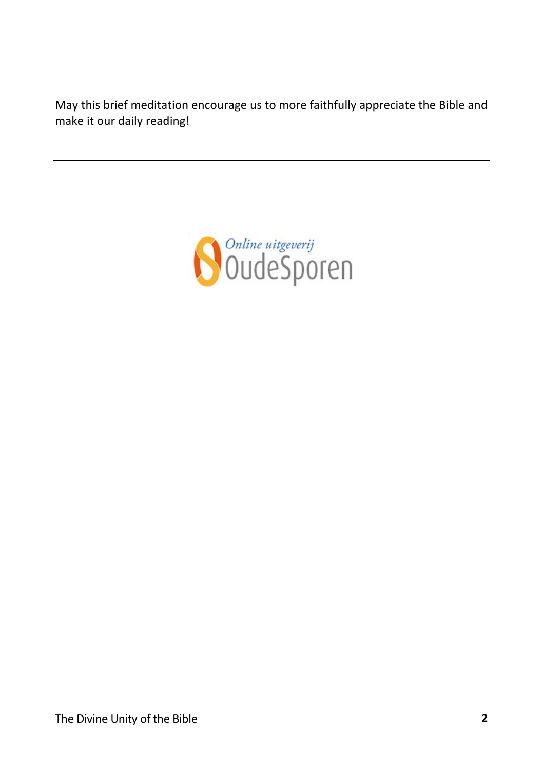May this brief meditation encourage us to more faithfully appreciate the Bible and make it our daily reading!

---